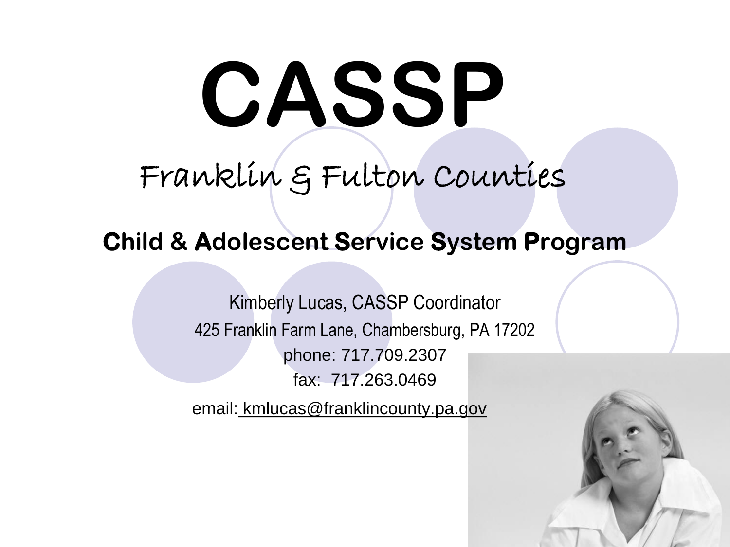# CASSP

## Franklin & Fulton Counties

**Child & Adolescent Service System Program**

Kimberly Lucas, CASSP Coordinator

425 Franklin Farm Lane, Chambersburg, PA 17202

phone: 717.709.2307

fax: 717.263.0469

email: kmlucas@franklincounty.pa.gov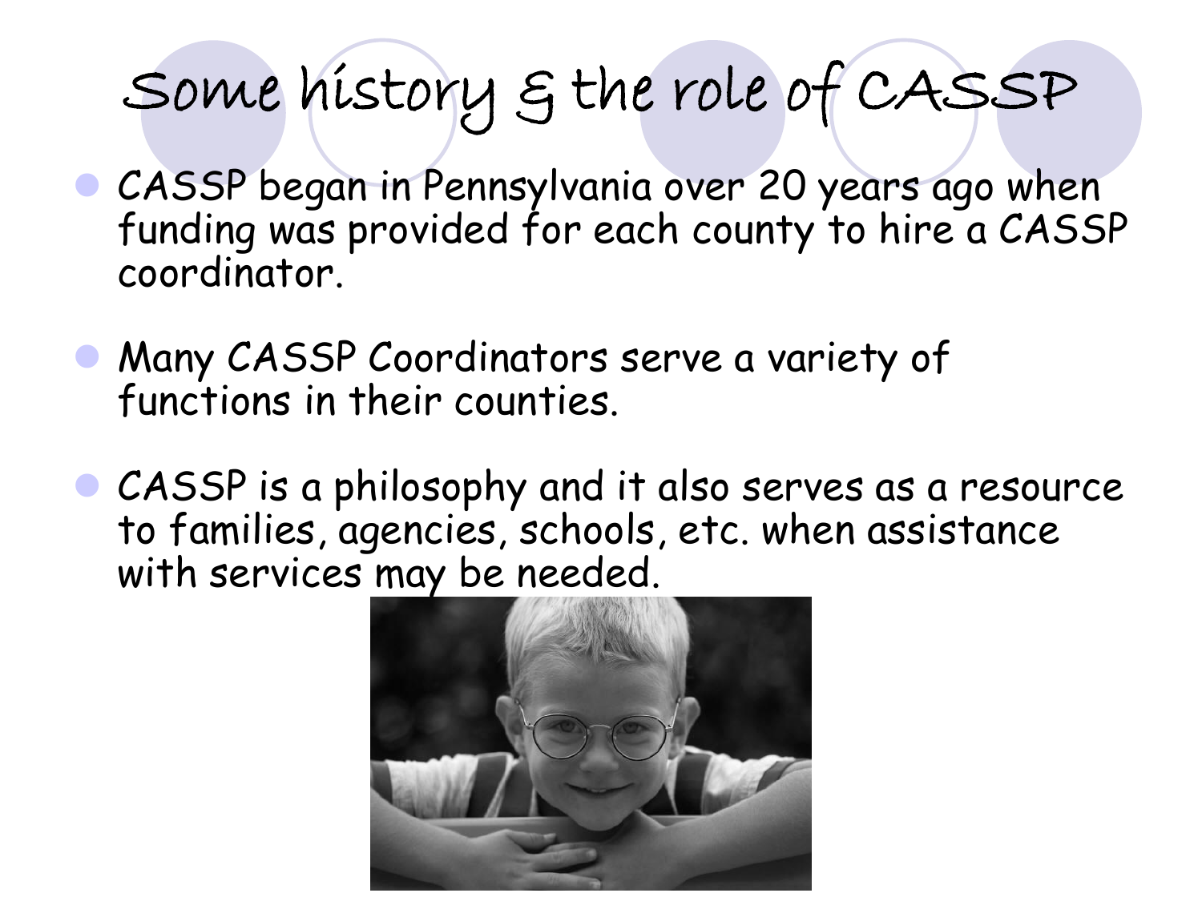# Some history & the role of CASSP

- CASSP began in Pennsylvania over 20 years ago when funding was provided for each county to hire a CASSP coordinator.
- Many CASSP Coordinators serve a variety of functions in their counties.
- CASSP is a philosophy and it also serves as a resource to families, agencies, schools, etc. when assistance with services may be needed.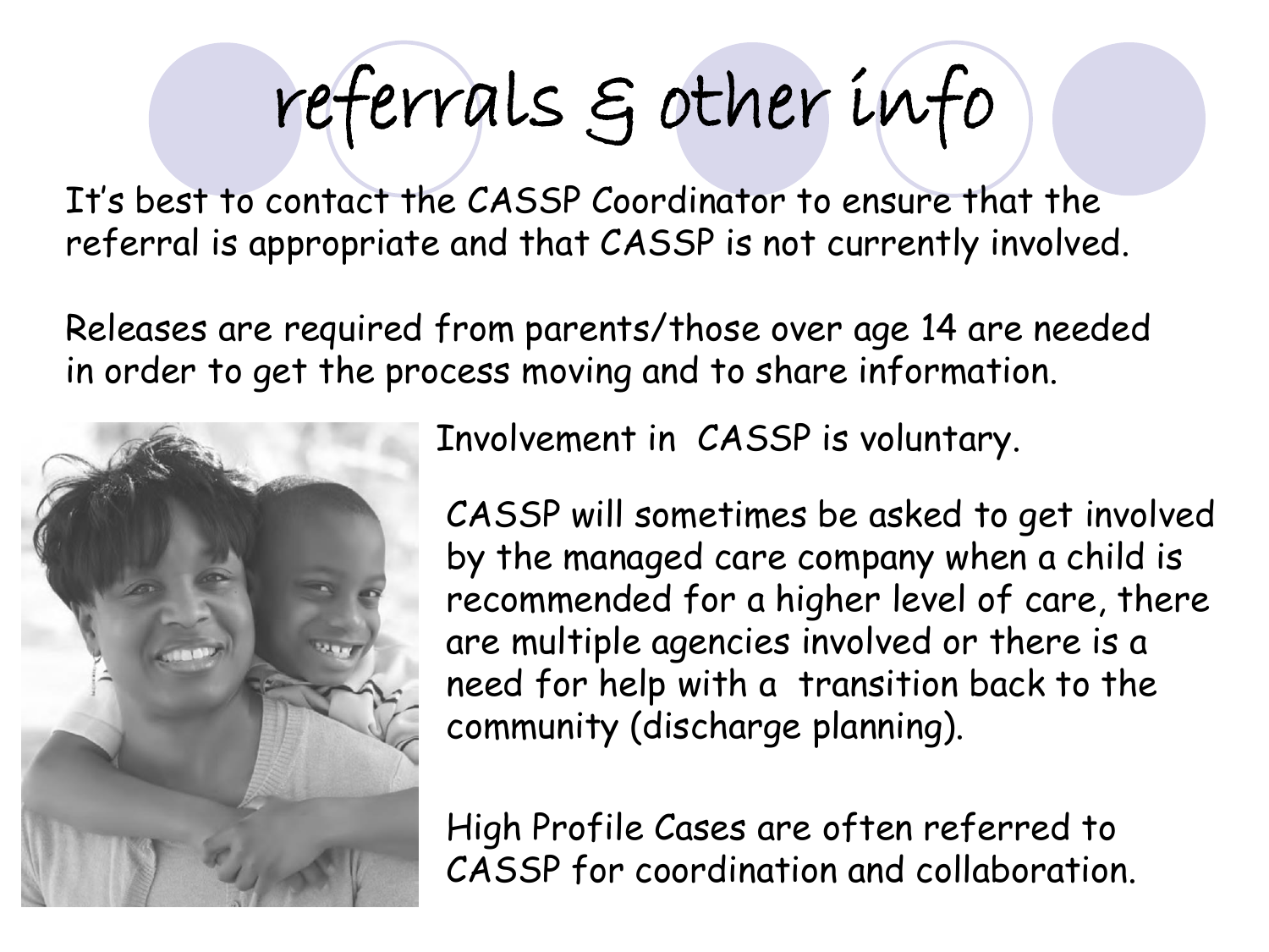# referrals & other info

It's best to contact the CASSP Coordinator to ensure that the referral is appropriate and that CASSP is not currently involved.

Releases are required from parents/those over age 14 are needed in order to get the process moving and to share information.

Involvement in CASSP is voluntary.

CASSP will sometimes be asked to get involved by the managed care company when a child is recommended for a higher level of care, there are multiple agencies involved or there is a need for help with a transition back to the community (discharge planning).

High Profile Cases are often referred to CASSP for coordination and collaboration.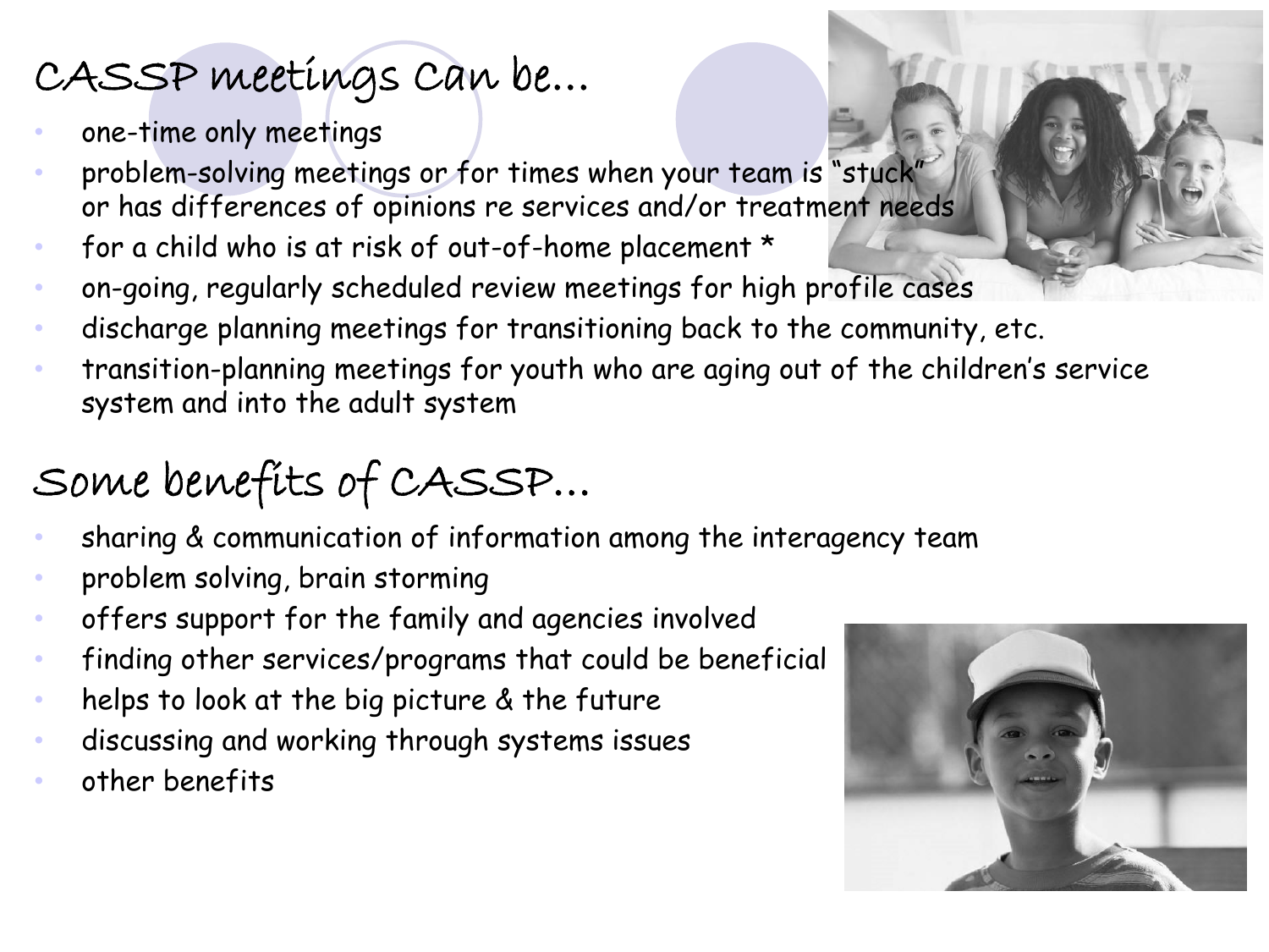## CASSP meetings Can be…

- one-time only meetings
- problem-solving meetings or for times when your team is "stuck" or has differences of opinions re services and/or treatment needs
- for a child who is at risk of out-of-home placement *
- on-going, regularly scheduled review meetings for high profile cases
- discharge planning meetings for transitioning back to the community, etc.
- transition-planning meetings for youth who are aging out of the children's service system and into the adult system

## Some benefits of CASSP…

- sharing & communication of information among the interagency team
- problem solving, brain storming
- offers support for the family and agencies involved
- finding other services/programs that could be beneficial
- helps to look at the big picture & the future
- discussing and working through systems issues
- other benefits